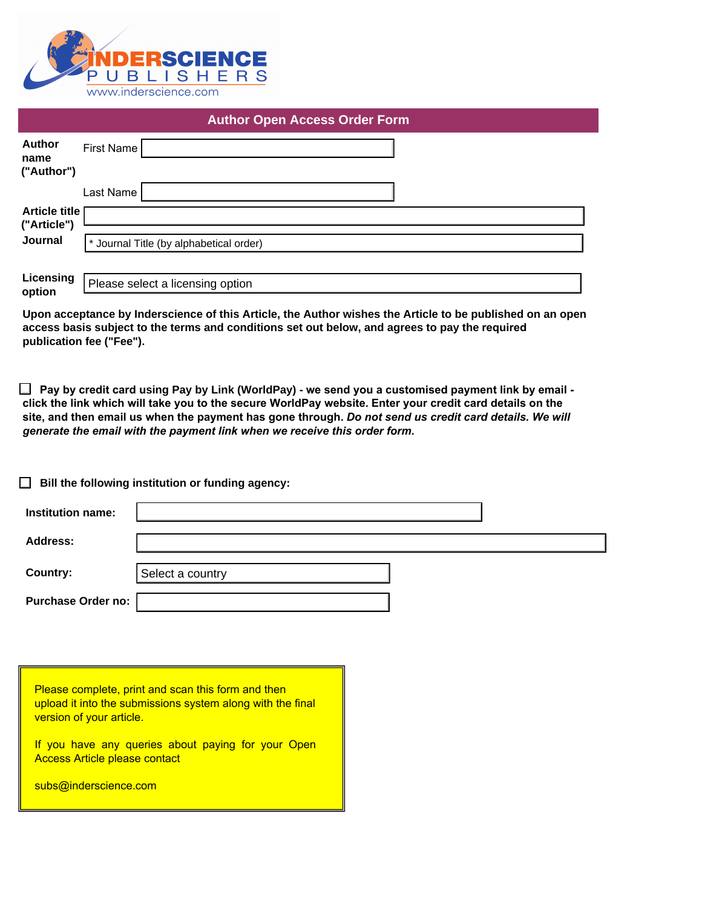INDERSCIENCE PUBLISHERS
www.inderscience.com

# Author Open Access Order Form

**Author name ("Author")**

First Name

Last Name

**Article title ("Article")**

**Journal** * Journal Title (by alphabetical order)

**Licensing option** Please select a licensing option

**Upon acceptance by Inderscience of this Article, the Author wishes the Article to be published on an open access basis subject to the terms and conditions set out below, and agrees to pay the required publication fee ("Fee").**

☐ **Pay by credit card using Pay by Link (WorldPay) - we send you a customised payment link by email - click the link which will take you to the secure WorldPay website. Enter your credit card details on the site, and then email us when the payment has gone through. *Do not send us credit card details. We will generate the email with the payment link when we receive this order form.***

☐ **Bill the following institution or funding agency:**

**Institution name:**

**Address:**

**Country:** Select a country

**Purchase Order no:**

Please complete, print and scan this form and then upload it into the submissions system along with the final version of your article.

If you have any queries about paying for your Open Access Article please contact

subs@inderscience.com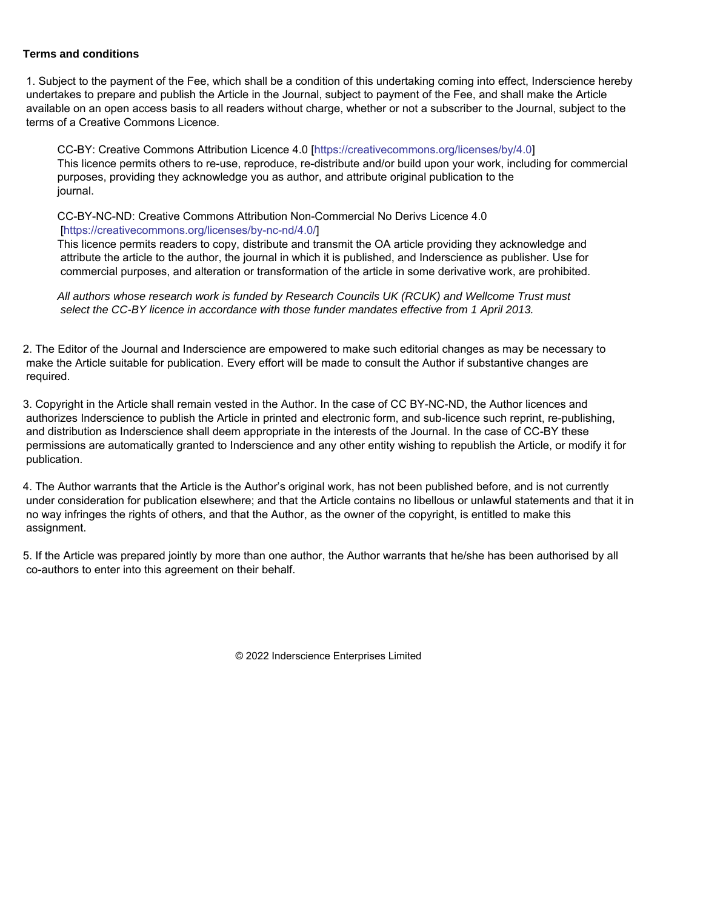**Terms and conditions**

1. Subject to the payment of the Fee, which shall be a condition of this undertaking coming into effect, Inderscience hereby undertakes to prepare and publish the Article in the Journal, subject to payment of the Fee, and shall make the Article available on an open access basis to all readers without charge, whether or not a subscriber to the Journal, subject to the terms of a Creative Commons Licence.

   CC-BY: Creative Commons Attribution Licence 4.0 [https://creativecommons.org/licenses/by/4.0]
   This licence permits others to re-use, reproduce, re-distribute and/or build upon your work, including for commercial purposes, providing they acknowledge you as author, and attribute original publication to the journal.

   CC-BY-NC-ND: Creative Commons Attribution Non-Commercial No Derivs Licence 4.0 [https://creativecommons.org/licenses/by-nc-nd/4.0/]
   This licence permits readers to copy, distribute and transmit the OA article providing they acknowledge and attribute the article to the author, the journal in which it is published, and Inderscience as publisher. Use for commercial purposes, and alteration or transformation of the article in some derivative work, are prohibited.

   *All authors whose research work is funded by Research Councils UK (RCUK) and Wellcome Trust must select the CC-BY licence in accordance with those funder mandates effective from 1 April 2013.*

2. The Editor of the Journal and Inderscience are empowered to make such editorial changes as may be necessary to make the Article suitable for publication. Every effort will be made to consult the Author if substantive changes are required.

3. Copyright in the Article shall remain vested in the Author. In the case of CC BY-NC-ND, the Author licences and authorizes Inderscience to publish the Article in printed and electronic form, and sub-licence such reprint, re-publishing, and distribution as Inderscience shall deem appropriate in the interests of the Journal. In the case of CC-BY these permissions are automatically granted to Inderscience and any other entity wishing to republish the Article, or modify it for publication.

4. The Author warrants that the Article is the Author's original work, has not been published before, and is not currently under consideration for publication elsewhere; and that the Article contains no libellous or unlawful statements and that it in no way infringes the rights of others, and that the Author, as the owner of the copyright, is entitled to make this assignment.

5. If the Article was prepared jointly by more than one author, the Author warrants that he/she has been authorised by all co-authors to enter into this agreement on their behalf.

© 2022 Inderscience Enterprises Limited